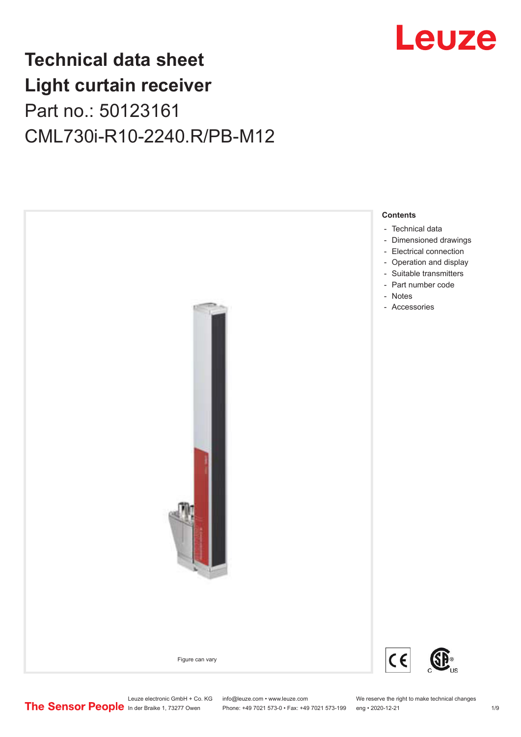# Technical data sheet
# Light curtain receiver

Part no.: 50123161

CML730i-R10-2240.R/PB-M12

Figure can vary

**Contents**

- Technical data
- Dimensioned drawings
- Electrical connection
- Operation and display
- Suitable transmitters
- Part number code
- Notes
- Accessories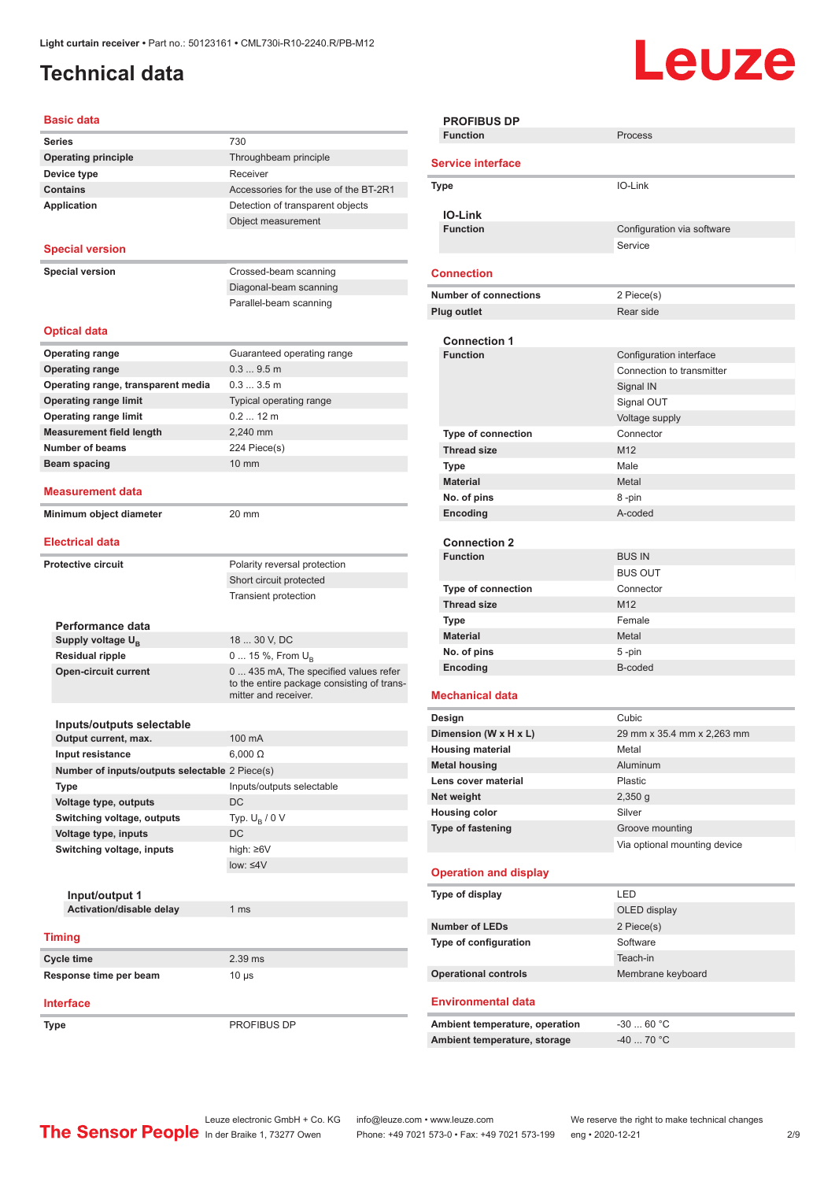# Technical data

## Basic data

| | |
|---|---|
| Series | 730 |
| Operating principle | Throughbeam principle |
| Device type | Receiver |
| Contains | Accessories for the use of the BT-2R1 |
| Application | Detection of transparent objects |
| | Object measurement |

## Special version

| | |
|---|---|
| Special version | Crossed-beam scanning |
| | Diagonal-beam scanning |
| | Parallel-beam scanning |

## Optical data

| | |
|---|---|
| Operating range | Guaranteed operating range |
| Operating range | 0.3 ... 9.5 m |
| Operating range, transparent media | 0.3 ... 3.5 m |
| Operating range limit | Typical operating range |
| Operating range limit | 0.2 ... 12 m |
| Measurement field length | 2,240 mm |
| Number of beams | 224 Piece(s) |
| Beam spacing | 10 mm |

## Measurement data

| | |
|---|---|
| Minimum object diameter | 20 mm |

## Electrical data

| | |
|---|---|
| Protective circuit | Polarity reversal protection |
| | Short circuit protected |
| | Transient protection |

### Performance data

| | |
|---|---|
| Supply voltage $U_B$ | 18 ... 30 V, DC |
| Residual ripple | 0 ... 15 %, From $U_B$ |
| Open-circuit current | 0 ... 435 mA, The specified values refer to the entire package consisting of transmitter and receiver. |

### Inputs/outputs selectable

| | |
|---|---|
| Output current, max. | 100 mA |
| Input resistance | 6,000 Ω |
| Number of inputs/outputs selectable | 2 Piece(s) |
| Type | Inputs/outputs selectable |
| Voltage type, outputs | DC |
| Switching voltage, outputs | Typ. $U_B$ / 0 V |
| Voltage type, inputs | DC |
| Switching voltage, inputs | high: ≥6V |
| | low: ≤4V |

#### Input/output 1

| | |
|---|---|
| Activation/disable delay | 1 ms |

## Timing

| | |
|---|---|
| Cycle time | 2.39 ms |
| Response time per beam | 10 µs |

## Interface

| | |
|---|---|
| Type | PROFIBUS DP |

### PROFIBUS DP

| | |
|---|---|
| Function | Process |

## Service interface

| | |
|---|---|
| Type | IO-Link |

### IO-Link

| | |
|---|---|
| Function | Configuration via software |
| | Service |

## Connection

| | |
|---|---|
| Number of connections | 2 Piece(s) |
| Plug outlet | Rear side |

### Connection 1

| | |
|---|---|
| Function | Configuration interface |
| | Connection to transmitter |
| | Signal IN |
| | Signal OUT |
| | Voltage supply |
| Type of connection | Connector |
| Thread size | M12 |
| Type | Male |
| Material | Metal |
| No. of pins | 8 -pin |
| Encoding | A-coded |

### Connection 2

| | |
|---|---|
| Function | BUS IN |
| | BUS OUT |
| Type of connection | Connector |
| Thread size | M12 |
| Type | Female |
| Material | Metal |
| No. of pins | 5 -pin |
| Encoding | B-coded |

## Mechanical data

| | |
|---|---|
| Design | Cubic |
| Dimension (W x H x L) | 29 mm x 35.4 mm x 2,263 mm |
| Housing material | Metal |
| Metal housing | Aluminum |
| Lens cover material | Plastic |
| Net weight | 2,350 g |
| Housing color | Silver |
| Type of fastening | Groove mounting |
| | Via optional mounting device |

## Operation and display

| | |
|---|---|
| Type of display | LED |
| | OLED display |
| Number of LEDs | 2 Piece(s) |
| Type of configuration | Software |
| | Teach-in |
| Operational controls | Membrane keyboard |

## Environmental data

| | |
|---|---|
| Ambient temperature, operation | -30 ... 60 °C |
| Ambient temperature, storage | -40 ... 70 °C |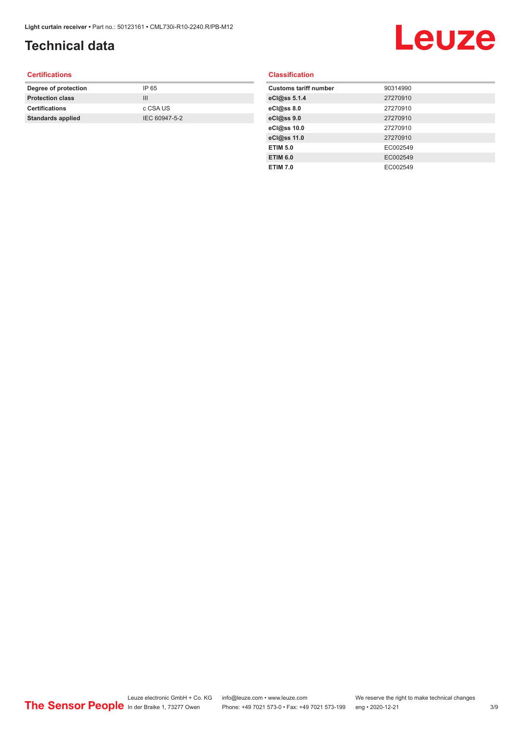# Technical data

## Certifications

| | |
|---|---|
| **Degree of protection** | IP 65 |
| **Protection class** | III |
| **Certifications** | c CSA US |
| **Standards applied** | IEC 60947-5-2 |

## Classification

| | |
|---|---|
| **Customs tariff number** | 90314990 |
| **eCl@ss 5.1.4** | 27270910 |
| **eCl@ss 8.0** | 27270910 |
| **eCl@ss 9.0** | 27270910 |
| **eCl@ss 10.0** | 27270910 |
| **eCl@ss 11.0** | 27270910 |
| **ETIM 5.0** | EC002549 |
| **ETIM 6.0** | EC002549 |
| **ETIM 7.0** | EC002549 |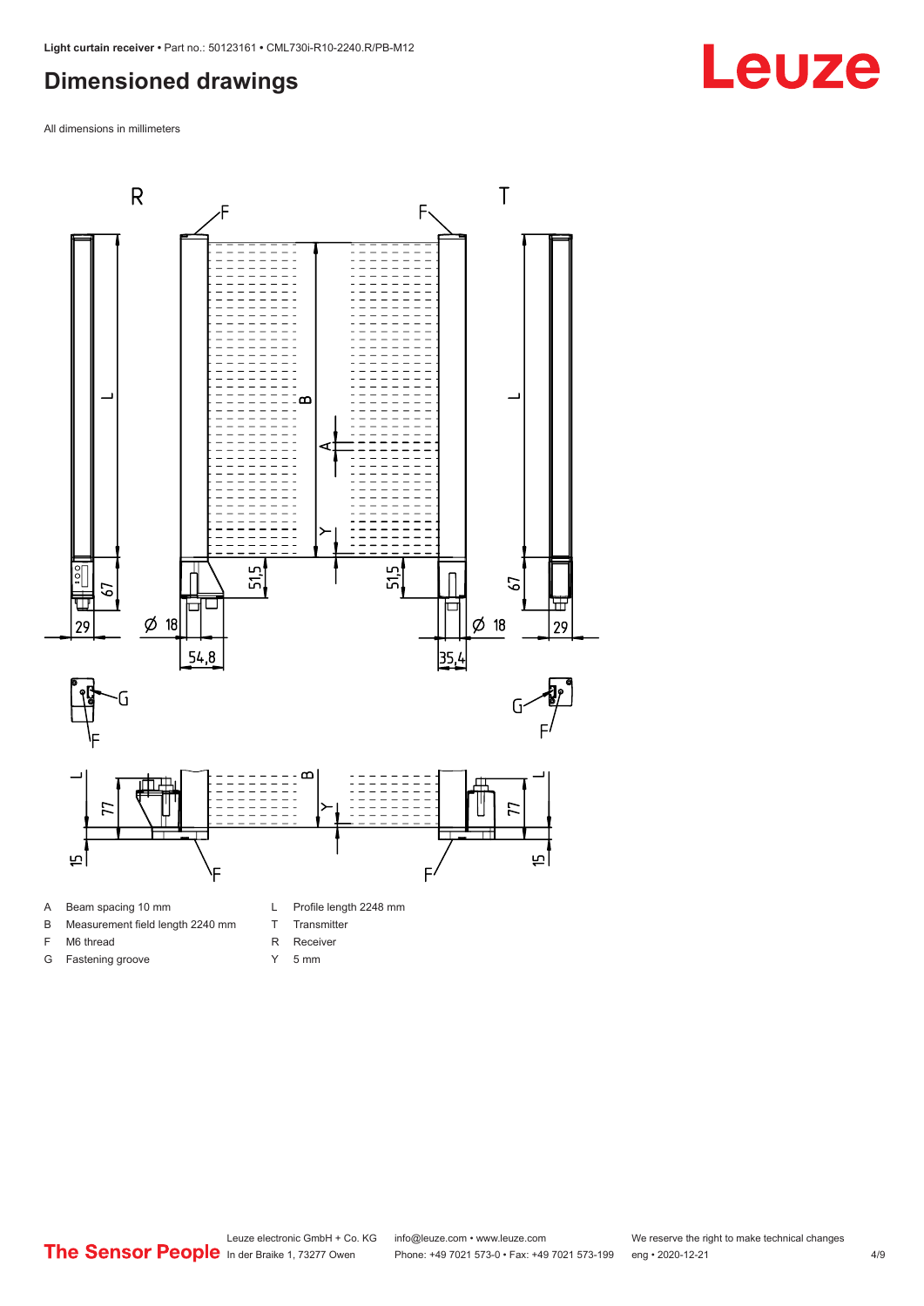# Dimensioned drawings

All dimensions in millimeters

| | | | |
|---|---|---|---|
| A | Beam spacing 10 mm | L | Profile length 2248 mm |
| B | Measurement field length 2240 mm | T | Transmitter |
| F | M6 thread | R | Receiver |
| G | Fastening groove | Y | 5 mm |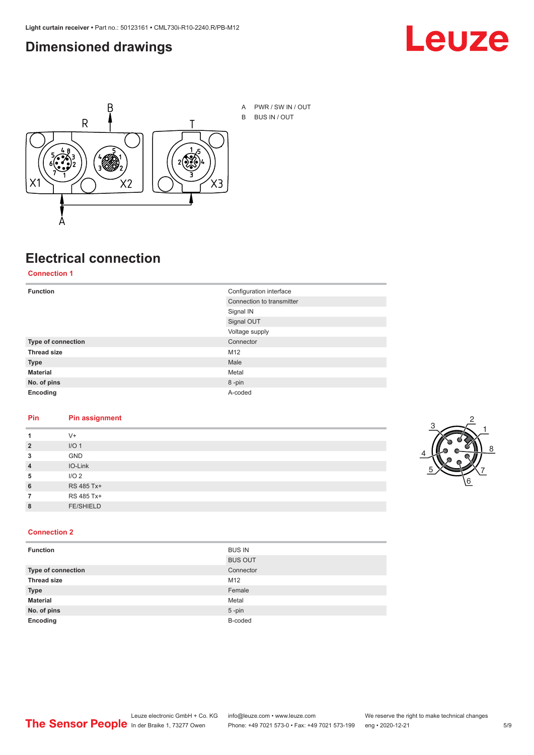## Dimensioned drawings

A PWR / SW IN / OUT
B BUS IN / OUT

## Electrical connection

### Connection 1

| | |
|---|---|
| **Function** | Configuration interface |
| | Connection to transmitter |
| | Signal IN |
| | Signal OUT |
| | Voltage supply |
| **Type of connection** | Connector |
| **Thread size** | M12 |
| **Type** | Male |
| **Material** | Metal |
| **No. of pins** | 8 -pin |
| **Encoding** | A-coded |

| Pin | Pin assignment |
|---|---|
| **1** | V+ |
| **2** | I/O 1 |
| **3** | GND |
| **4** | IO-Link |
| **5** | I/O 2 |
| **6** | RS 485 Tx+ |
| **7** | RS 485 Tx+ |
| **8** | FE/SHIELD |

### Connection 2

| | |
|---|---|
| **Function** | BUS IN |
| | BUS OUT |
| **Type of connection** | Connector |
| **Thread size** | M12 |
| **Type** | Female |
| **Material** | Metal |
| **No. of pins** | 5 -pin |
| **Encoding** | B-coded |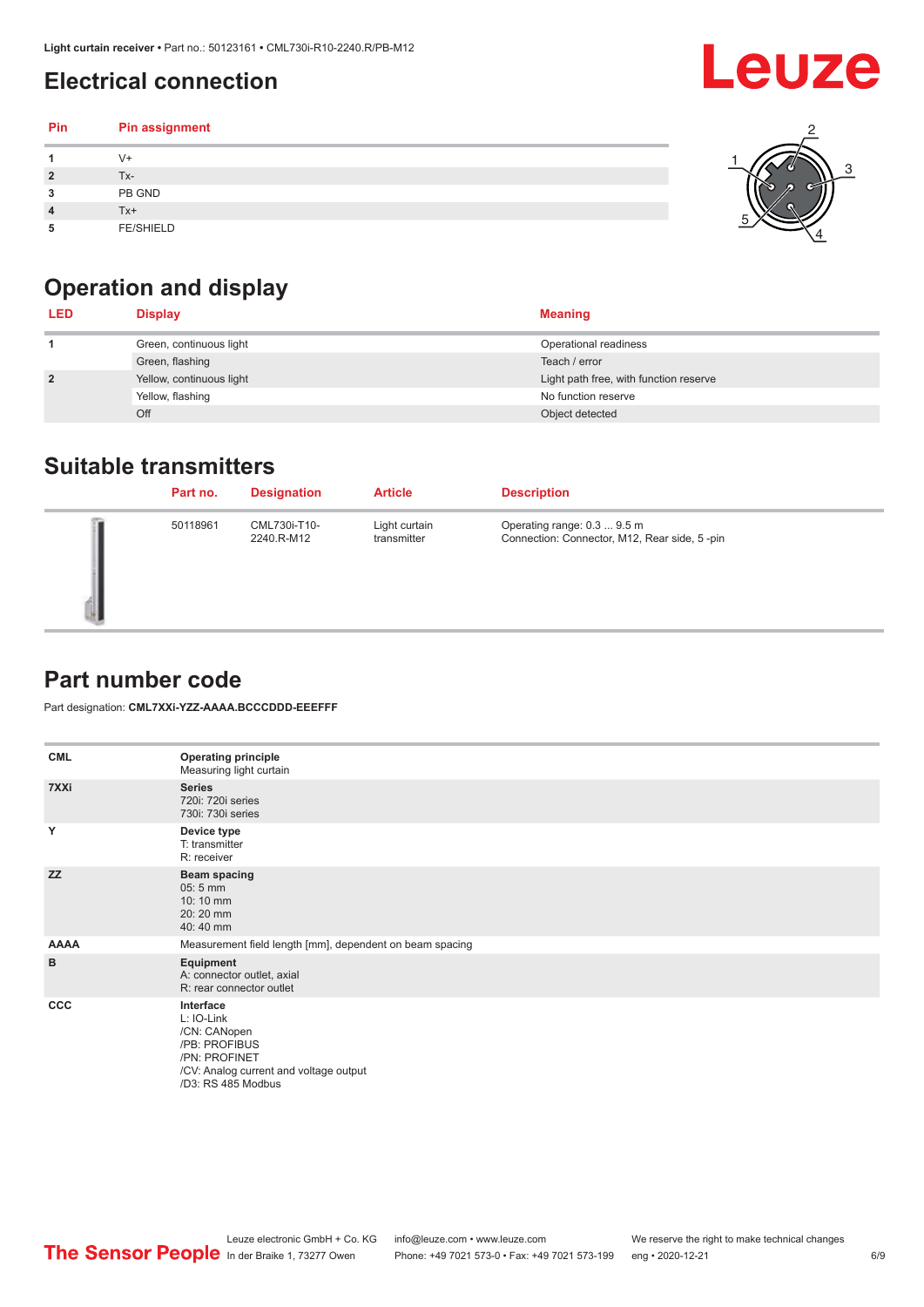## Electrical connection

| Pin | Pin assignment |
|---|---|
| 1 | V+ |
| 2 | Tx- |
| 3 | PB GND |
| 4 | Tx+ |
| 5 | FE/SHIELD |

## Operation and display

| LED | Display | Meaning |
|---|---|---|
| 1 | Green, continuous light | Operational readiness |
| | Green, flashing | Teach / error |
| 2 | Yellow, continuous light | Light path free, with function reserve |
| | Yellow, flashing | No function reserve |
| | Off | Object detected |

## Suitable transmitters

| Part no. | Designation | Article | Description |
|---|---|---|---|
| 50118961 | CML730i-T10-2240.R-M12 | Light curtain transmitter | Operating range: 0.3 ... 9.5 m<br>Connection: Connector, M12, Rear side, 5 -pin |

## Part number code

Part designation: **CML7XXi-YZZ-AAAA.BCCCDDD-EEEFFF**

| | |
|---|---|
| CML | **Operating principle**<br>Measuring light curtain |
| 7XXi | **Series**<br>720i: 720i series<br>730i: 730i series |
| Y | **Device type**<br>T: transmitter<br>R: receiver |
| ZZ | **Beam spacing**<br>05: 5 mm<br>10: 10 mm<br>20: 20 mm<br>40: 40 mm |
| AAAA | Measurement field length [mm], dependent on beam spacing |
| B | **Equipment**<br>A: connector outlet, axial<br>R: rear connector outlet |
| CCC | **Interface**<br>L: IO-Link<br>/CN: CANopen<br>/PB: PROFIBUS<br>/PN: PROFINET<br>/CV: Analog current and voltage output<br>/D3: RS 485 Modbus |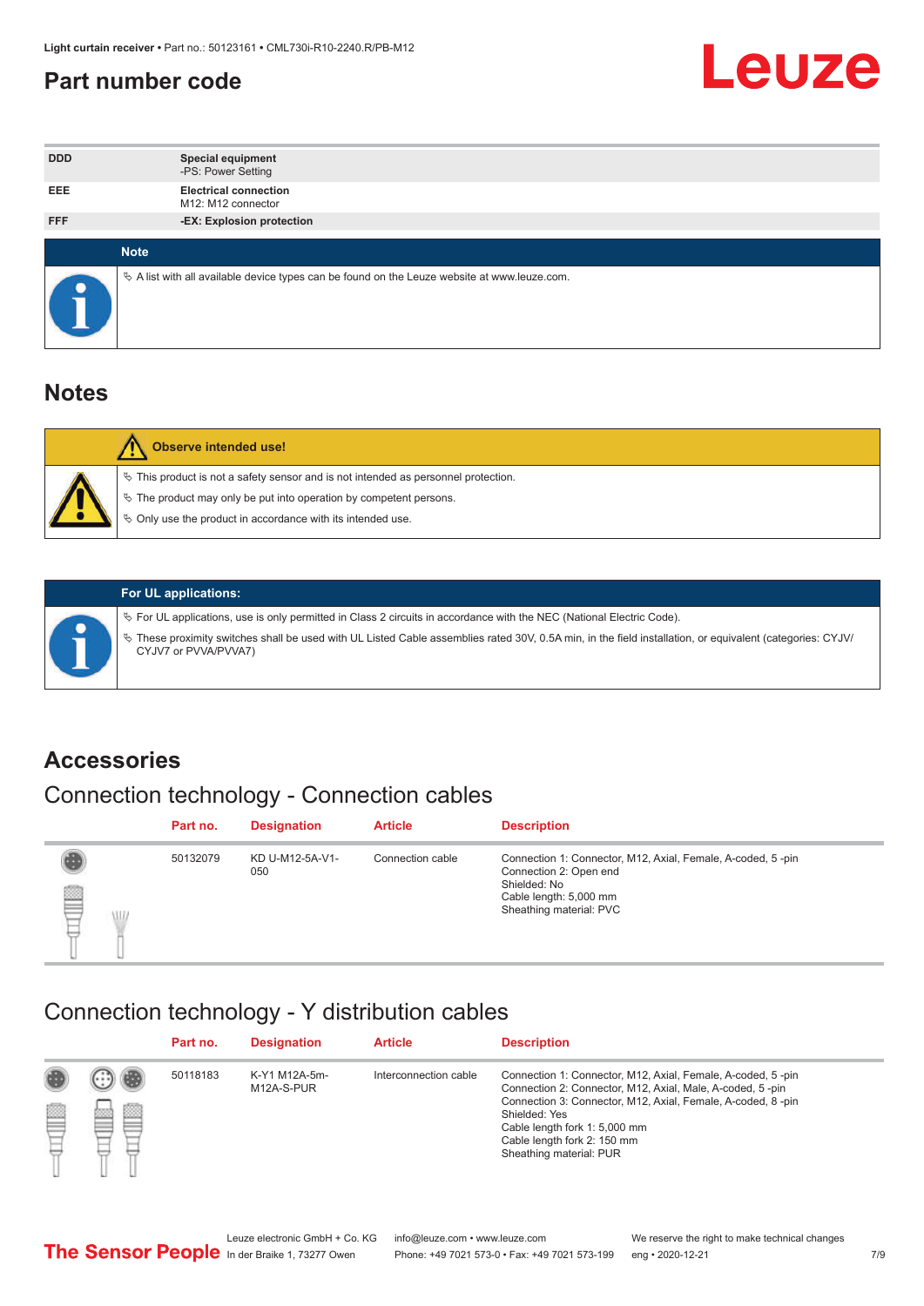## Part number code

| | |
|---|---|
| DDD | **Special equipment**<br>-PS: Power Setting |
| EEE | **Electrical connection**<br>M12: M12 connector |
| FFF | **-EX: Explosion protection** |

**Note**

- A list with all available device types can be found on the Leuze website at www.leuze.com.

## Notes

**Observe intended use!**

- This product is not a safety sensor and is not intended as personnel protection.
- The product may only be put into operation by competent persons.
- Only use the product in accordance with its intended use.

**For UL applications:**

- For UL applications, use is only permitted in Class 2 circuits in accordance with the NEC (National Electric Code).
- These proximity switches shall be used with UL Listed Cable assemblies rated 30V, 0.5A min, in the field installation, or equivalent (categories: CYJV/ CYJV7 or PVVA/PVVA7)

## Accessories

### Connection technology - Connection cables

| Part no. | Designation | Article | Description |
|---|---|---|---|
| 50132079 | KD U-M12-5A-V1-050 | Connection cable | Connection 1: Connector, M12, Axial, Female, A-coded, 5 -pin<br>Connection 2: Open end<br>Shielded: No<br>Cable length: 5,000 mm<br>Sheathing material: PVC |

### Connection technology - Y distribution cables

| Part no. | Designation | Article | Description |
|---|---|---|---|
| 50118183 | K-Y1 M12A-5m-M12A-S-PUR | Interconnection cable | Connection 1: Connector, M12, Axial, Female, A-coded, 5 -pin<br>Connection 2: Connector, M12, Axial, Male, A-coded, 5 -pin<br>Connection 3: Connector, M12, Axial, Female, A-coded, 8 -pin<br>Shielded: Yes<br>Cable length fork 1: 5,000 mm<br>Cable length fork 2: 150 mm<br>Sheathing material: PUR |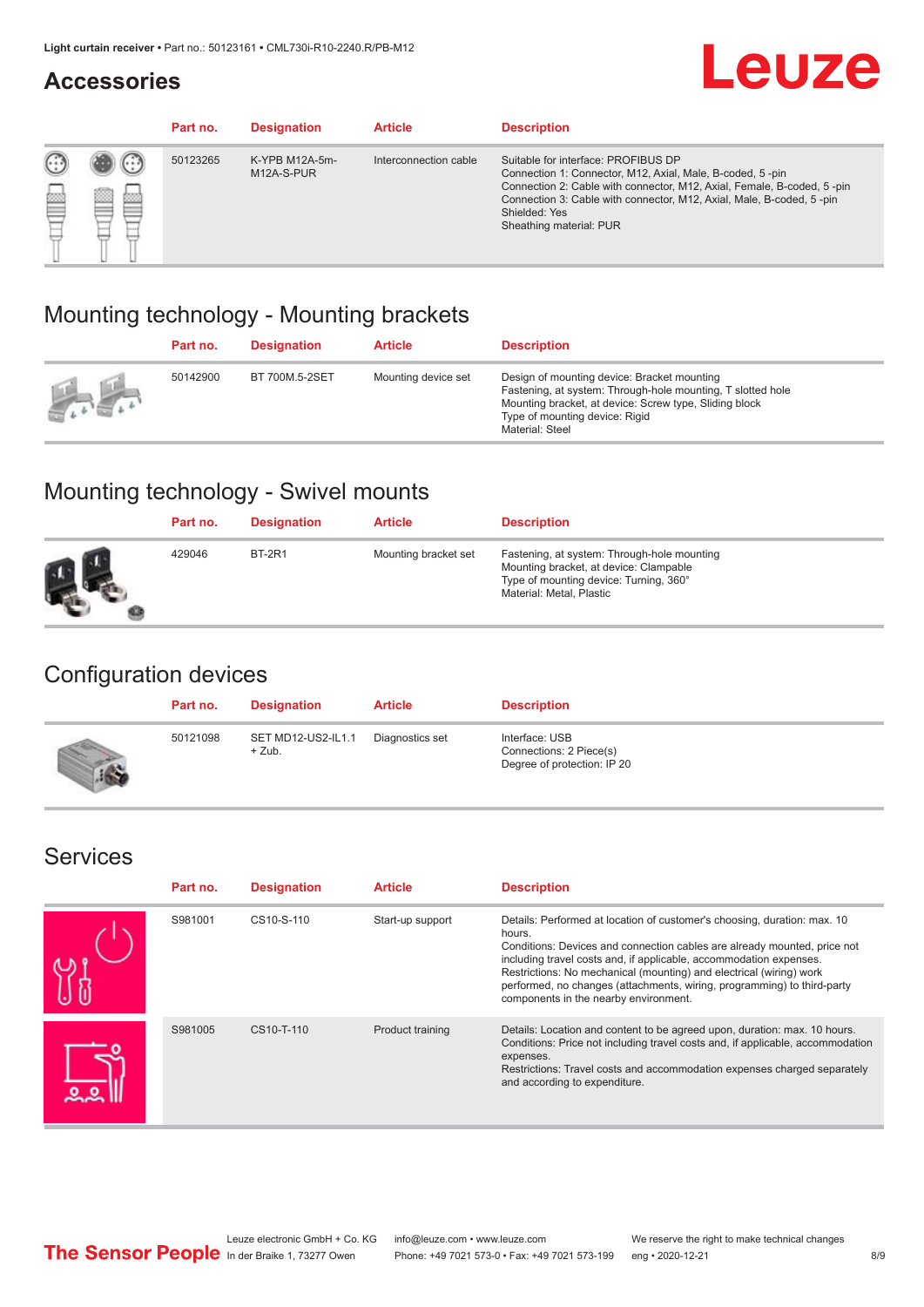## Accessories

| Part no. | Designation | Article | Description |
|---|---|---|---|
| 50123265 | K-YPB M12A-5m-M12A-S-PUR | Interconnection cable | Suitable for interface: PROFIBUS DP<br>Connection 1: Connector, M12, Axial, Male, B-coded, 5 -pin<br>Connection 2: Cable with connector, M12, Axial, Female, B-coded, 5 -pin<br>Connection 3: Cable with connector, M12, Axial, Male, B-coded, 5 -pin<br>Shielded: Yes<br>Sheathing material: PUR |

## Mounting technology - Mounting brackets

| Part no. | Designation | Article | Description |
|---|---|---|---|
| 50142900 | BT 700M.5-2SET | Mounting device set | Design of mounting device: Bracket mounting<br>Fastening, at system: Through-hole mounting, T slotted hole<br>Mounting bracket, at device: Screw type, Sliding block<br>Type of mounting device: Rigid<br>Material: Steel |

## Mounting technology - Swivel mounts

| Part no. | Designation | Article | Description |
|---|---|---|---|
| 429046 | BT-2R1 | Mounting bracket set | Fastening, at system: Through-hole mounting<br>Mounting bracket, at device: Clampable<br>Type of mounting device: Turning, 360°<br>Material: Metal, Plastic |

## Configuration devices

| Part no. | Designation | Article | Description |
|---|---|---|---|
| 50121098 | SET MD12-US2-IL1.1 + Zub. | Diagnostics set | Interface: USB<br>Connections: 2 Piece(s)<br>Degree of protection: IP 20 |

## Services

| Part no. | Designation | Article | Description |
|---|---|---|---|
| S981001 | CS10-S-110 | Start-up support | Details: Performed at location of customer's choosing, duration: max. 10 hours.<br>Conditions: Devices and connection cables are already mounted, price not including travel costs and, if applicable, accommodation expenses.<br>Restrictions: No mechanical (mounting) and electrical (wiring) work performed, no changes (attachments, wiring, programming) to third-party components in the nearby environment. |
| S981005 | CS10-T-110 | Product training | Details: Location and content to be agreed upon, duration: max. 10 hours.<br>Conditions: Price not including travel costs and, if applicable, accommodation expenses.<br>Restrictions: Travel costs and accommodation expenses charged separately and according to expenditure. |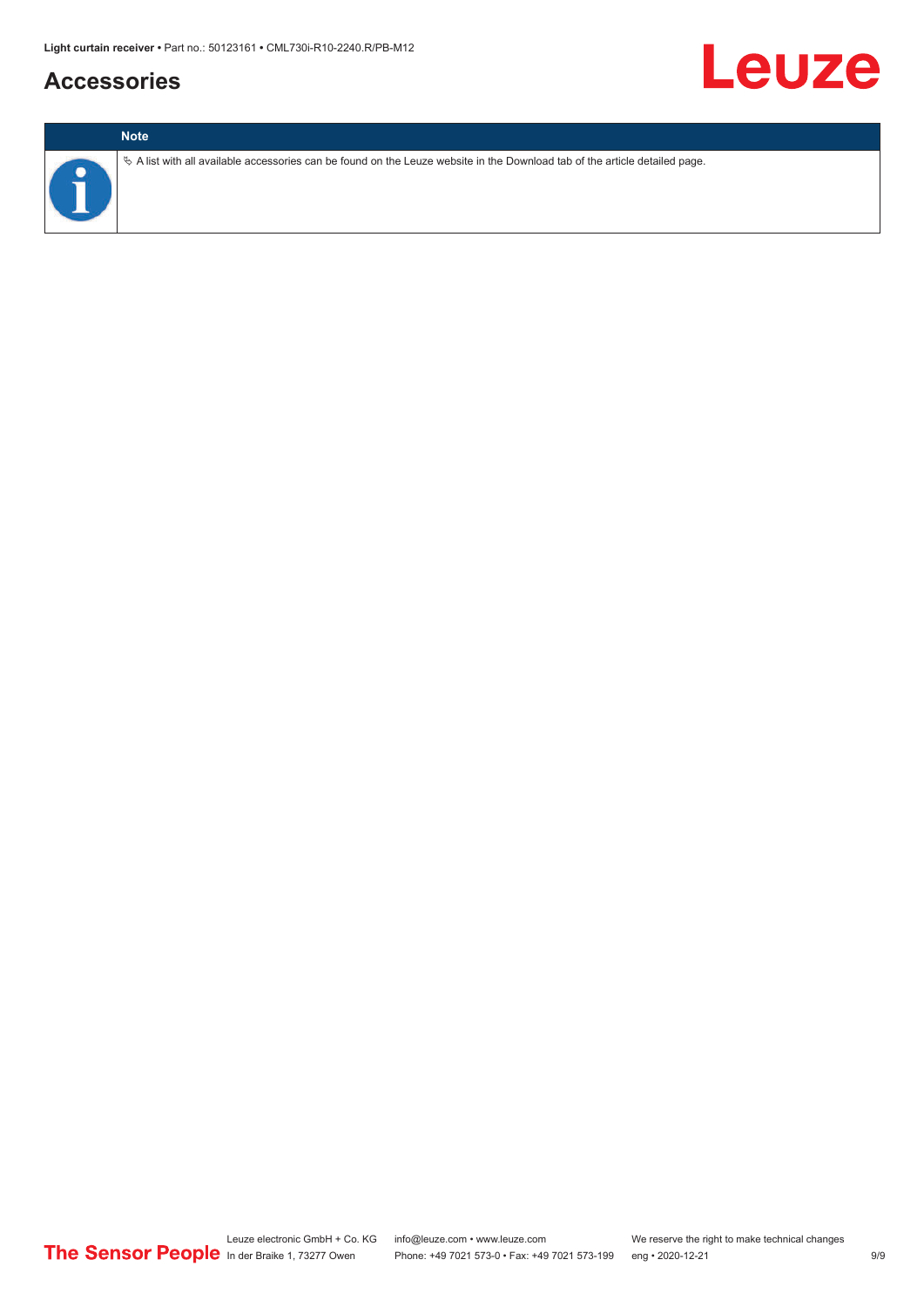## Accessories

**Note**

A list with all available accessories can be found on the Leuze website in the Download tab of the article detailed page.